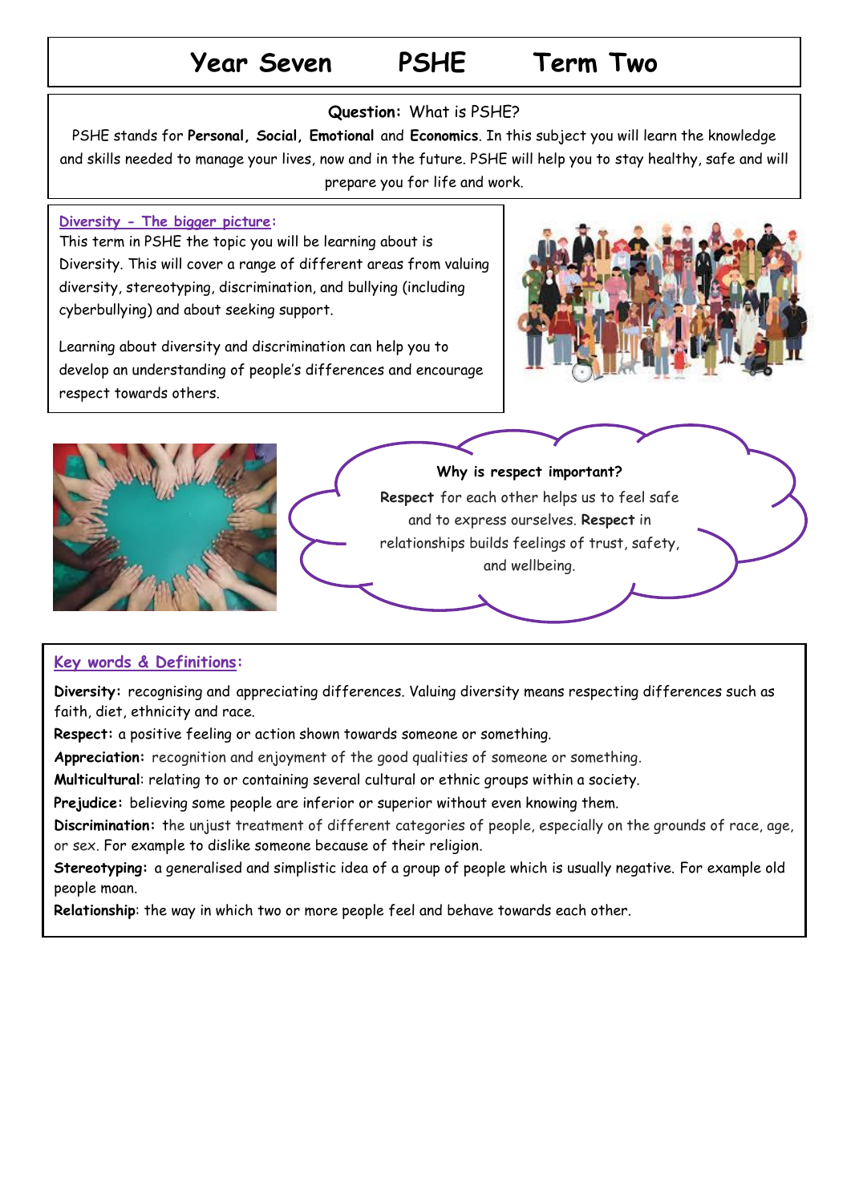# Year Seven PSHE Term Two

**Question:** What is PSHE?

PSHE stands for **Personal, Social, Emotional** and **Economics**. In this subject you will learn the knowledge and skills needed to manage your lives, now and in the future. PSHE will help you to stay healthy, safe and will prepare you for life and work.

## Diversity - The bigger picture:

This term in PSHE the topic you will be learning about is Diversity. This will cover a range of different areas from valuing diversity, stereotyping, discrimination, and bullying (including cyberbullying) and about seeking support.

Learning about diversity and discrimination can help you to develop an understanding of people's differences and encourage respect towards others.

**Why is respect important?**

**Respect** for each other helps us to feel safe and to express ourselves. **Respect** in relationships builds feelings of trust, safety, and wellbeing.

## Key words & Definitions:

**Diversity:** recognising and appreciating differences. Valuing diversity means respecting differences such as faith, diet, ethnicity and race.

**Respect:** a positive feeling or action shown towards someone or something.

**Appreciation:** recognition and enjoyment of the good qualities of someone or something.

**Multicultural**: relating to or containing several cultural or ethnic groups within a society.

**Prejudice:** believing some people are inferior or superior without even knowing them.

**Discrimination:** the unjust treatment of different categories of people, especially on the grounds of race, age, or sex. For example to dislike someone because of their religion.

**Stereotyping:** a generalised and simplistic idea of a group of people which is usually negative. For example old people moan.

**Relationship**: the way in which two or more people feel and behave towards each other.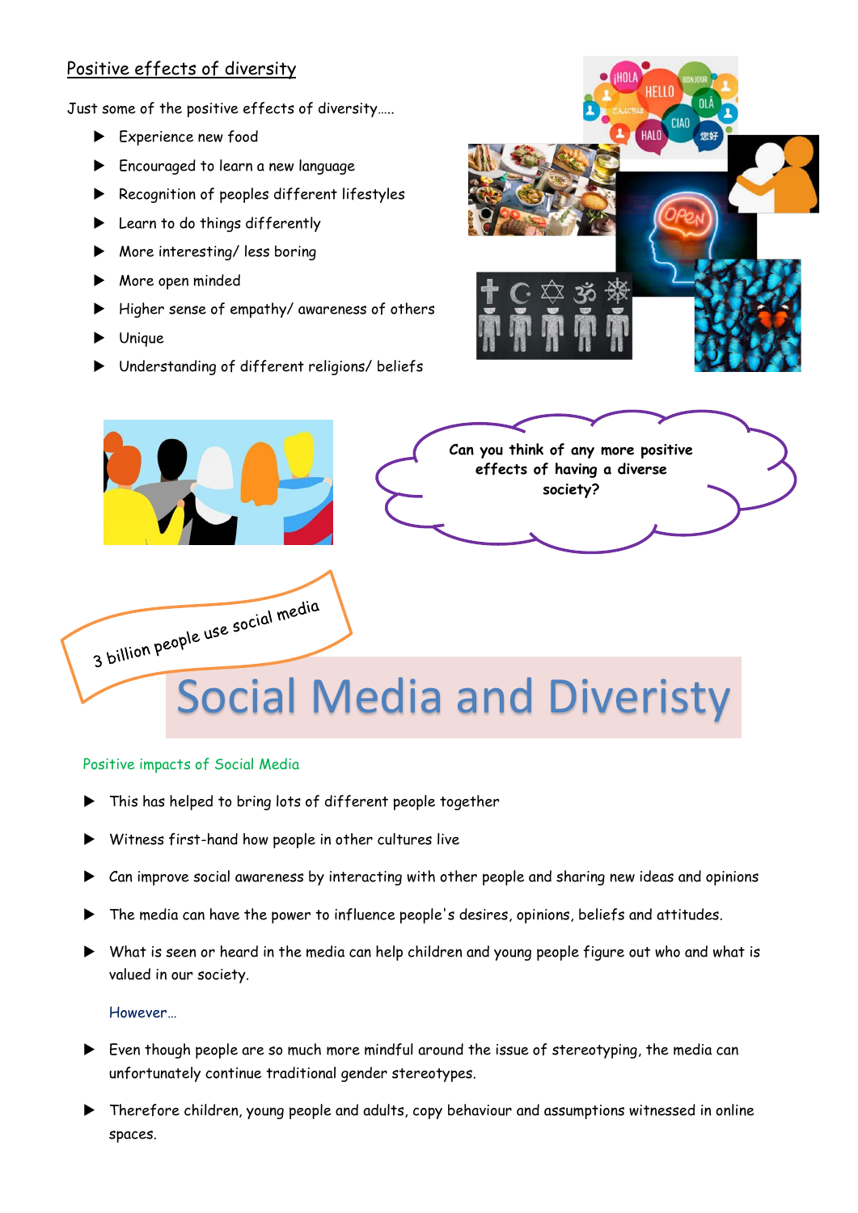## Positive effects of diversity

Just some of the positive effects of diversity…..

- Experience new food
- Encouraged to learn a new language
- Recognition of peoples different lifestyles
- Learn to do things differently
- More interesting/ less boring
- More open minded
- Higher sense of empathy/ awareness of others
- Unique
- Understanding of different religions/ beliefs

**Can you think of any more positive effects of having a diverse society?**

3 billion people use social media

# Social Media and Diveristy

Positive impacts of Social Media

- This has helped to bring lots of different people together
- Witness first-hand how people in other cultures live
- Can improve social awareness by interacting with other people and sharing new ideas and opinions
- The media can have the power to influence people's desires, opinions, beliefs and attitudes.
- What is seen or heard in the media can help children and young people figure out who and what is valued in our society.

However…

- Even though people are so much more mindful around the issue of stereotyping, the media can unfortunately continue traditional gender stereotypes.
- Therefore children, young people and adults, copy behaviour and assumptions witnessed in online spaces.